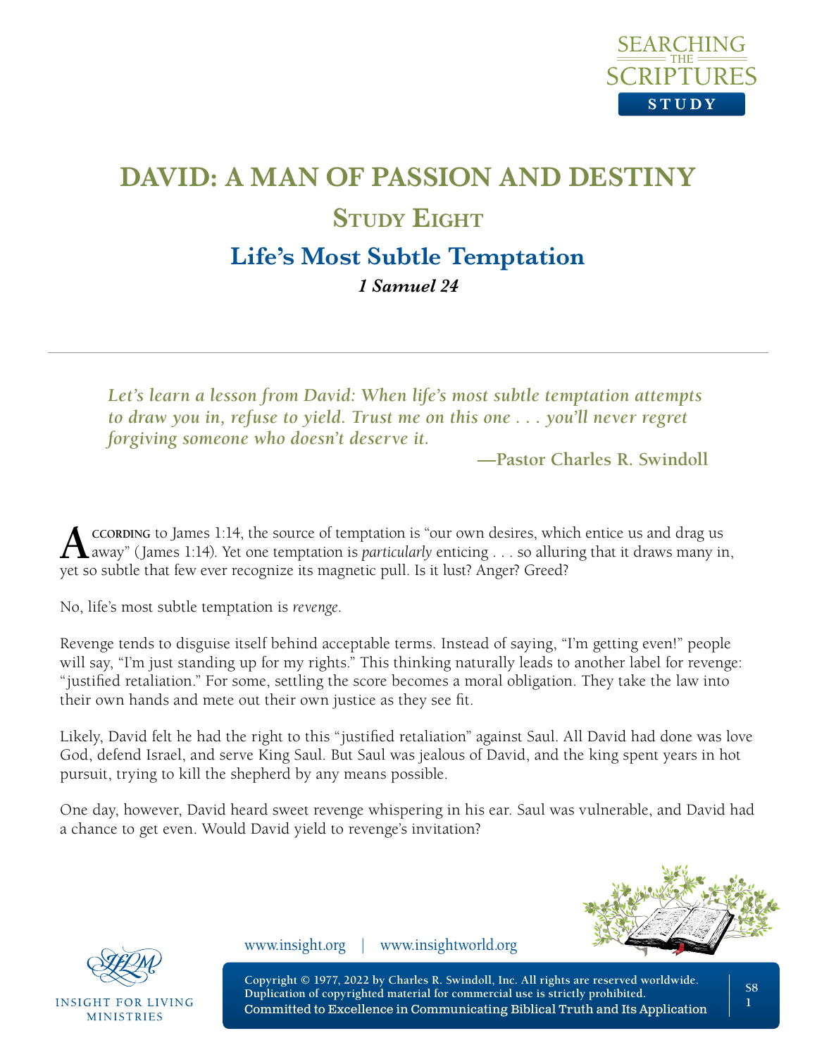# DAVID: A MAN OF PASSION AND DESTINY

## Study Eight

## Life's Most Subtle Temptation

***1 Samuel 24***

---

> *Let's learn a lesson from David: When life's most subtle temptation attempts to draw you in, refuse to yield. Trust me on this one . . . you'll never regret forgiving someone who doesn't deserve it.*
>
> **—Pastor Charles R. Swindoll**

According to James 1:14, the source of temptation is "our own desires, which entice us and drag us away" (James 1:14). Yet one temptation is *particularly* enticing . . . so alluring that it draws many in, yet so subtle that few ever recognize its magnetic pull. Is it lust? Anger? Greed?

No, life's most subtle temptation is *revenge*.

Revenge tends to disguise itself behind acceptable terms. Instead of saying, "I'm getting even!" people will say, "I'm just standing up for my rights." This thinking naturally leads to another label for revenge: "justified retaliation." For some, settling the score becomes a moral obligation. They take the law into their own hands and mete out their own justice as they see fit.

Likely, David felt he had the right to this "justified retaliation" against Saul. All David had done was love God, defend Israel, and serve King Saul. But Saul was jealous of David, and the king spent years in hot pursuit, trying to kill the shepherd by any means possible.

One day, however, David heard sweet revenge whispering in his ear. Saul was vulnerable, and David had a chance to get even. Would David yield to revenge's invitation?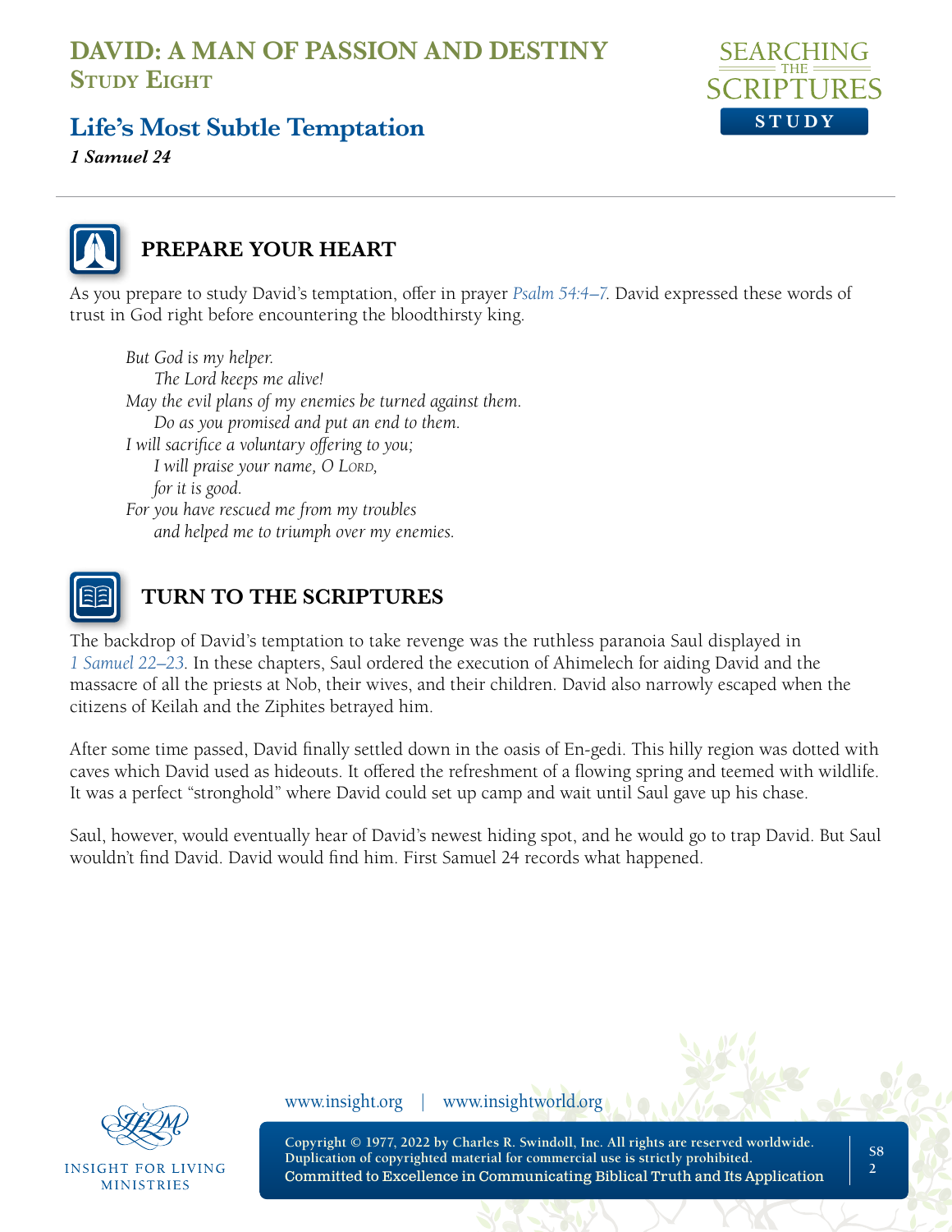# DAVID: A MAN OF PASSION AND DESTINY
## Study Eight

## Life's Most Subtle Temptation

***1 Samuel 24***

### PREPARE YOUR HEART

As you prepare to study David's temptation, offer in prayer *Psalm 54:4–7*. David expressed these words of trust in God right before encountering the bloodthirsty king.

> *But God is my helper.*
> *The Lord keeps me alive!*
> *May the evil plans of my enemies be turned against them.*
> *Do as you promised and put an end to them.*
> *I will sacrifice a voluntary offering to you;*
> *I will praise your name, O Lord,*
> *for it is good.*
> *For you have rescued me from my troubles*
> *and helped me to triumph over my enemies.*

### TURN TO THE SCRIPTURES

The backdrop of David's temptation to take revenge was the ruthless paranoia Saul displayed in *1 Samuel 22–23*. In these chapters, Saul ordered the execution of Ahimelech for aiding David and the massacre of all the priests at Nob, their wives, and their children. David also narrowly escaped when the citizens of Keilah and the Ziphites betrayed him.

After some time passed, David finally settled down in the oasis of En-gedi. This hilly region was dotted with caves which David used as hideouts. It offered the refreshment of a flowing spring and teemed with wildlife. It was a perfect "stronghold" where David could set up camp and wait until Saul gave up his chase.

Saul, however, would eventually hear of David's newest hiding spot, and he would go to trap David. But Saul wouldn't find David. David would find him. First Samuel 24 records what happened.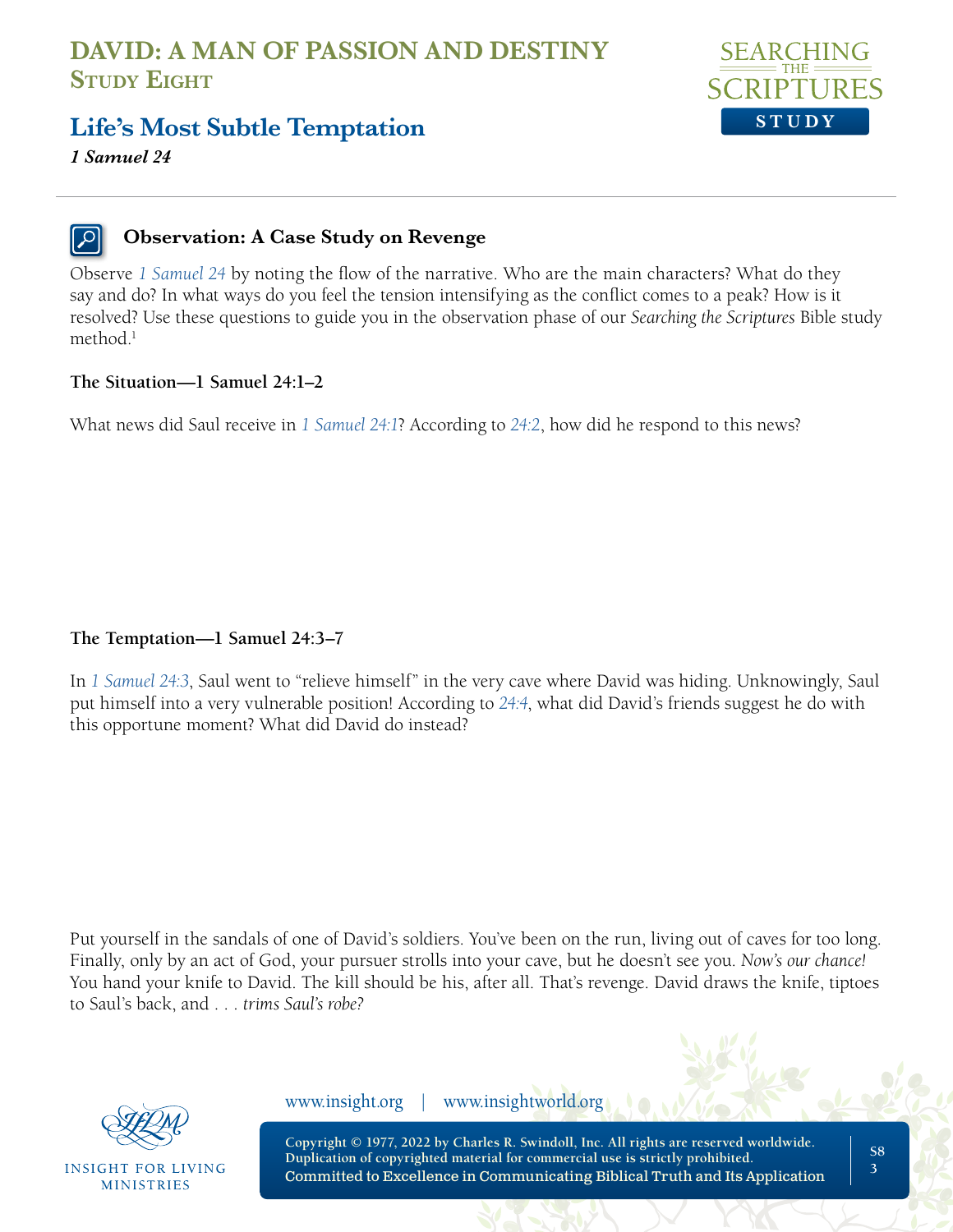# DAVID: A MAN OF PASSION AND DESTINY
## Study Eight

## Life's Most Subtle Temptation
***1 Samuel 24***

### Observation: A Case Study on Revenge

Observe *1 Samuel 24* by noting the flow of the narrative. Who are the main characters? What do they say and do? In what ways do you feel the tension intensifying as the conflict comes to a peak? How is it resolved? Use these questions to guide you in the observation phase of our *Searching the Scriptures* Bible study method.[1]

**The Situation—1 Samuel 24:1–2**

What news did Saul receive in *1 Samuel 24:1*? According to *24:2*, how did he respond to this news?

**The Temptation—1 Samuel 24:3–7**

In *1 Samuel 24:3*, Saul went to "relieve himself" in the very cave where David was hiding. Unknowingly, Saul put himself into a very vulnerable position! According to *24:4*, what did David's friends suggest he do with this opportune moment? What did David do instead?

Put yourself in the sandals of one of David's soldiers. You've been on the run, living out of caves for too long. Finally, only by an act of God, your pursuer strolls into your cave, but he doesn't see you. *Now's our chance!* You hand your knife to David. The kill should be his, after all. That's revenge. David draws the knife, tiptoes to Saul's back, and . . . *trims Saul's robe?*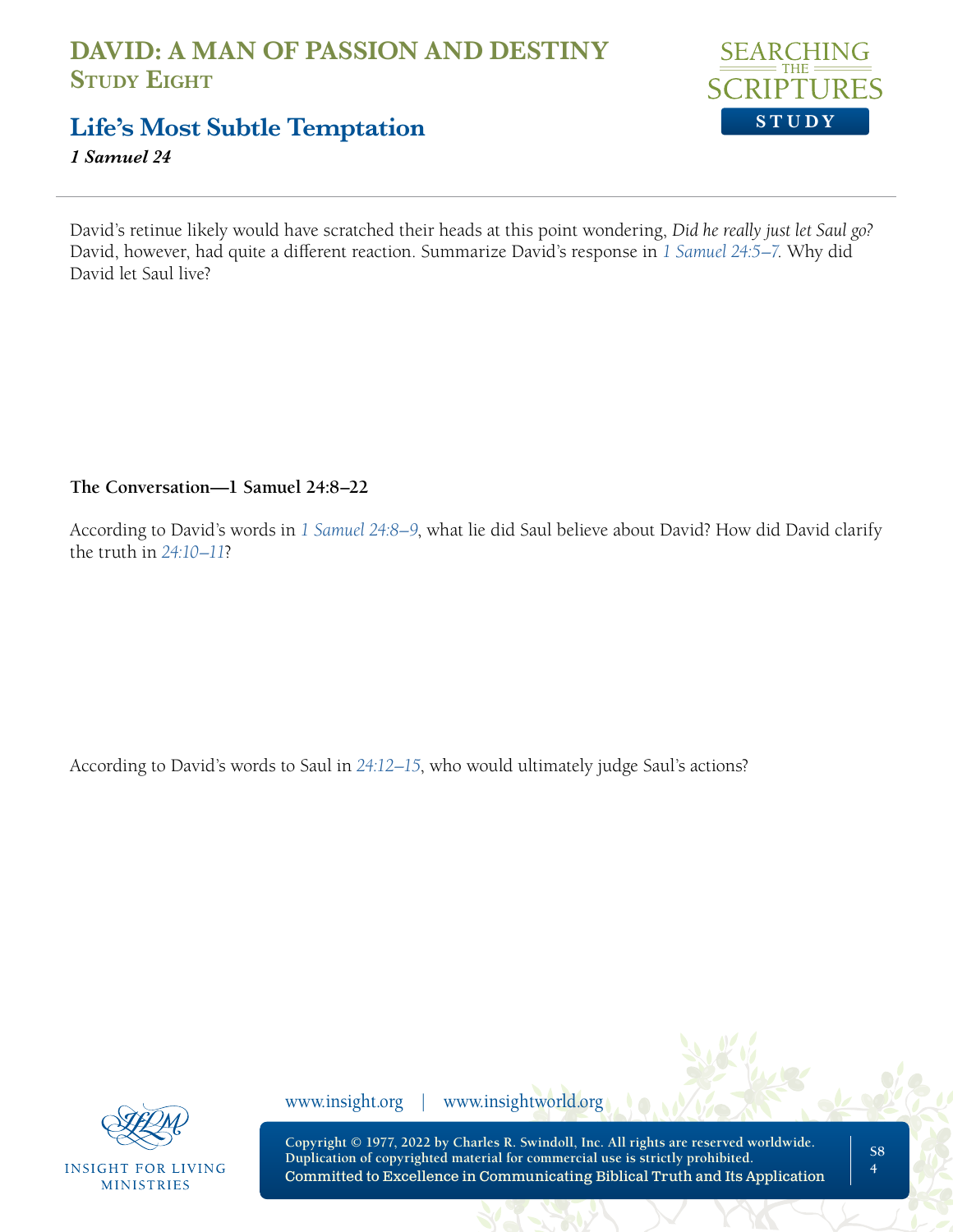David's retinue likely would have scratched their heads at this point wondering, *Did he really just let Saul go?* David, however, had quite a different reaction. Summarize David's response in 1 Samuel 24:5–7. Why did David let Saul live?

**The Conversation—1 Samuel 24:8–22**

According to David's words in 1 Samuel 24:8–9, what lie did Saul believe about David? How did David clarify the truth in 24:10–11?

According to David's words to Saul in 24:12–15, who would ultimately judge Saul's actions?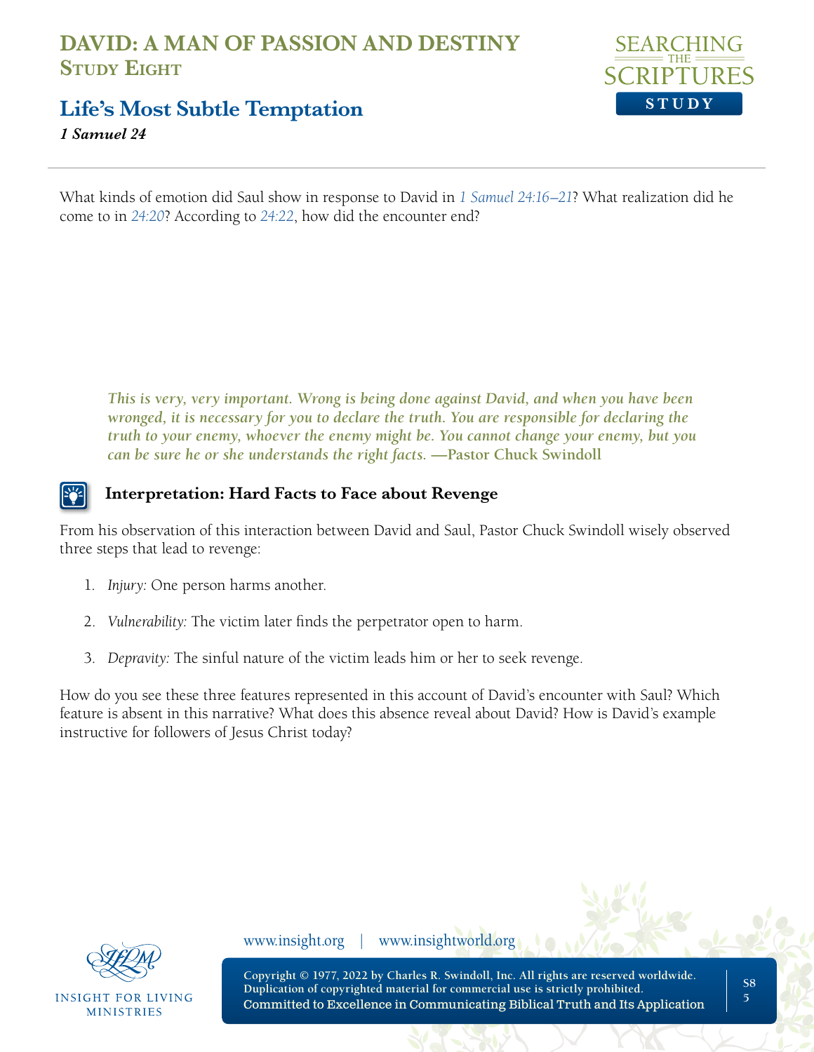What kinds of emotion did Saul show in response to David in 1 Samuel 24:16–21? What realization did he come to in 24:20? According to 24:22, how did the encounter end?

*This is very, very important. Wrong is being done against David, and when you have been wronged, it is necessary for you to declare the truth. You are responsible for declaring the truth to your enemy, whoever the enemy might be. You cannot change your enemy, but you can be sure he or she understands the right facts.* **—Pastor Chuck Swindoll**

### Interpretation: Hard Facts to Face about Revenge

From his observation of this interaction between David and Saul, Pastor Chuck Swindoll wisely observed three steps that lead to revenge:

1. *Injury:* One person harms another.
2. *Vulnerability:* The victim later finds the perpetrator open to harm.
3. *Depravity:* The sinful nature of the victim leads him or her to seek revenge.

How do you see these three features represented in this account of David's encounter with Saul? Which feature is absent in this narrative? What does this absence reveal about David? How is David's example instructive for followers of Jesus Christ today?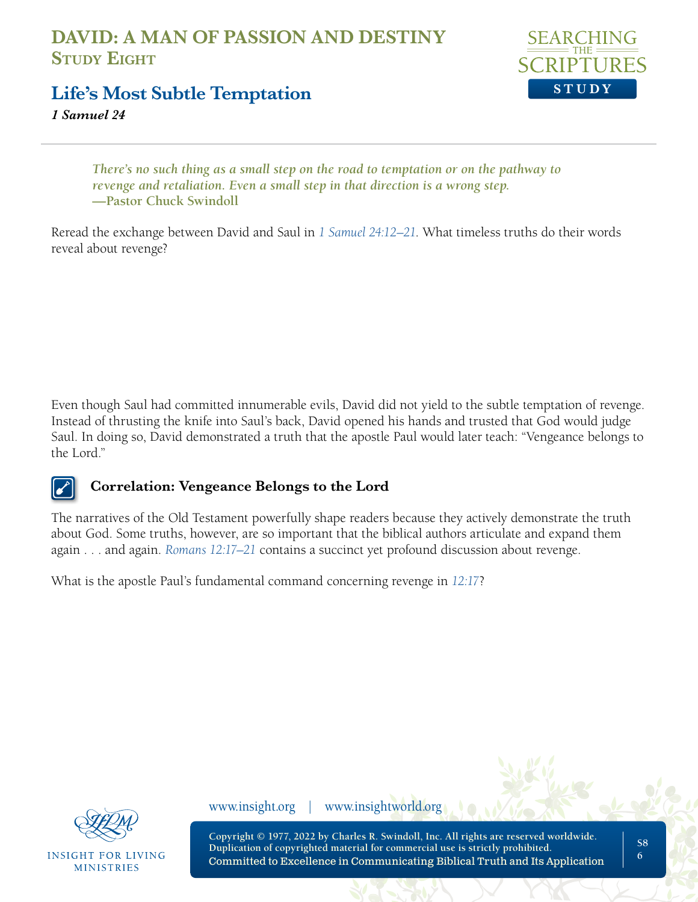# DAVID: A MAN OF PASSION AND DESTINY
## Study Eight

## Life's Most Subtle Temptation
*1 Samuel 24*

> ***There's no such thing as a small step on the road to temptation or on the pathway to revenge and retaliation. Even a small step in that direction is a wrong step.***
> **—Pastor Chuck Swindoll**

Reread the exchange between David and Saul in *1 Samuel 24:12–21*. What timeless truths do their words reveal about revenge?

Even though Saul had committed innumerable evils, David did not yield to the subtle temptation of revenge. Instead of thrusting the knife into Saul's back, David opened his hands and trusted that God would judge Saul. In doing so, David demonstrated a truth that the apostle Paul would later teach: "Vengeance belongs to the Lord."

### Correlation: Vengeance Belongs to the Lord

The narratives of the Old Testament powerfully shape readers because they actively demonstrate the truth about God. Some truths, however, are so important that the biblical authors articulate and expand them again . . . and again. *Romans 12:17–21* contains a succinct yet profound discussion about revenge.

What is the apostle Paul's fundamental command concerning revenge in *12:17*?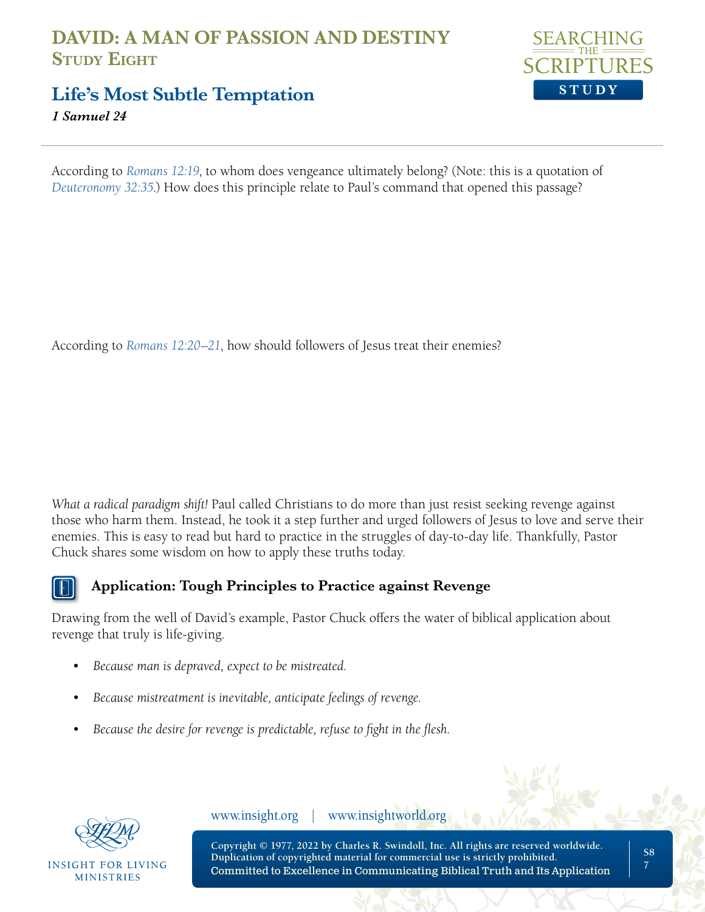According to *Romans 12:19*, to whom does vengeance ultimately belong? (Note: this is a quotation of *Deuteronomy 32:35*.) How does this principle relate to Paul's command that opened this passage?

According to *Romans 12:20–21*, how should followers of Jesus treat their enemies?

*What a radical paradigm shift!* Paul called Christians to do more than just resist seeking revenge against those who harm them. Instead, he took it a step further and urged followers of Jesus to love and serve their enemies. This is easy to read but hard to practice in the struggles of day-to-day life. Thankfully, Pastor Chuck shares some wisdom on how to apply these truths today.

### Application: Tough Principles to Practice against Revenge

Drawing from the well of David's example, Pastor Chuck offers the water of biblical application about revenge that truly is life-giving.

- *Because man is depraved, expect to be mistreated.*
- *Because mistreatment is inevitable, anticipate feelings of revenge.*
- *Because the desire for revenge is predictable, refuse to fight in the flesh.*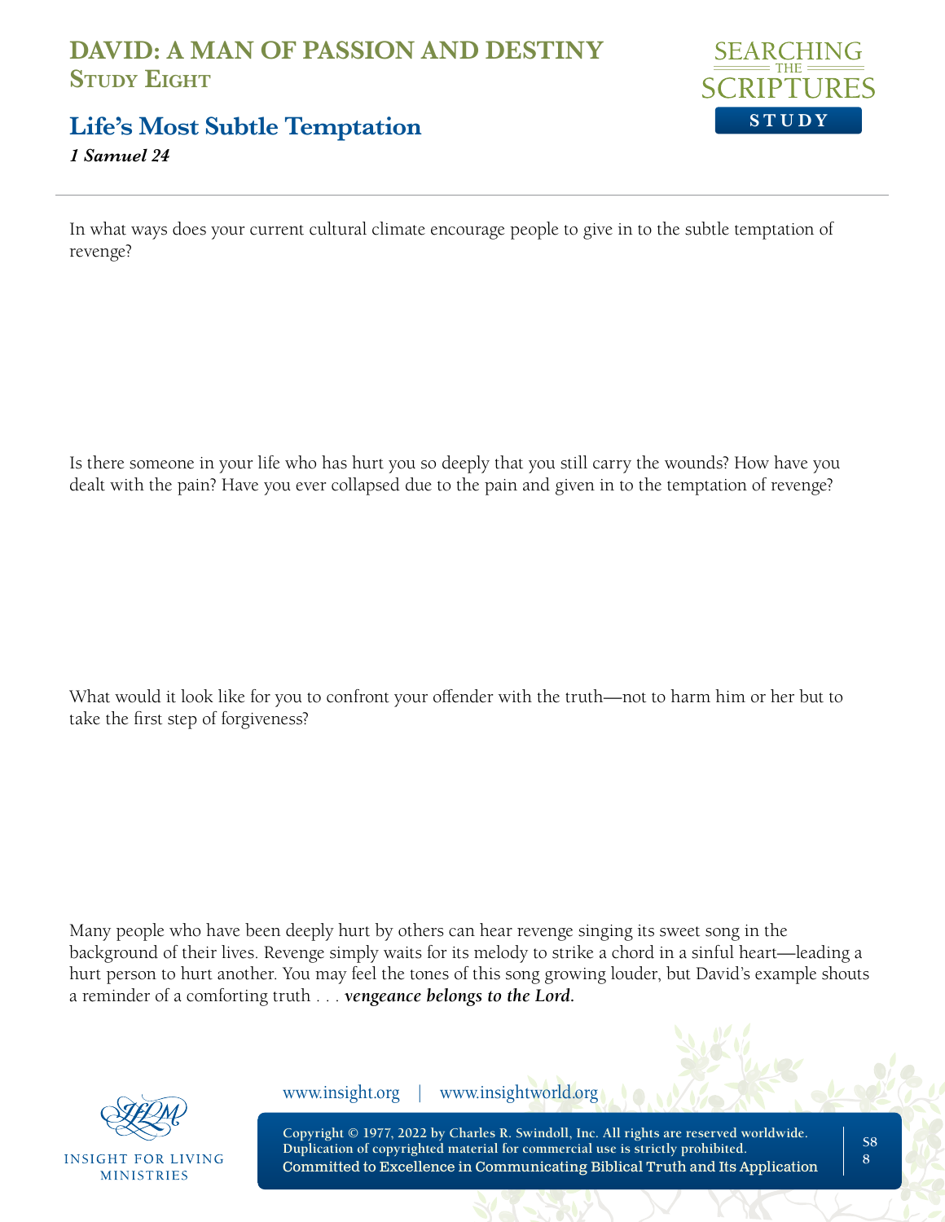# DAVID: A MAN OF PASSION AND DESTINY
## Study Eight

## Life's Most Subtle Temptation

***1 Samuel 24***

In what ways does your current cultural climate encourage people to give in to the subtle temptation of revenge?

Is there someone in your life who has hurt you so deeply that you still carry the wounds? How have you dealt with the pain? Have you ever collapsed due to the pain and given in to the temptation of revenge?

What would it look like for you to confront your offender with the truth—not to harm him or her but to take the first step of forgiveness?

Many people who have been deeply hurt by others can hear revenge singing its sweet song in the background of their lives. Revenge simply waits for its melody to strike a chord in a sinful heart—leading a hurt person to hurt another. You may feel the tones of this song growing louder, but David's example shouts a reminder of a comforting truth . . . ***vengeance belongs to the Lord.***

www.insight.org | www.insightworld.org

Copyright © 1977, 2022 by Charles R. Swindoll, Inc. All rights are reserved worldwide. Duplication of copyrighted material for commercial use is strictly prohibited.
Committed to Excellence in Communicating Biblical Truth and Its Application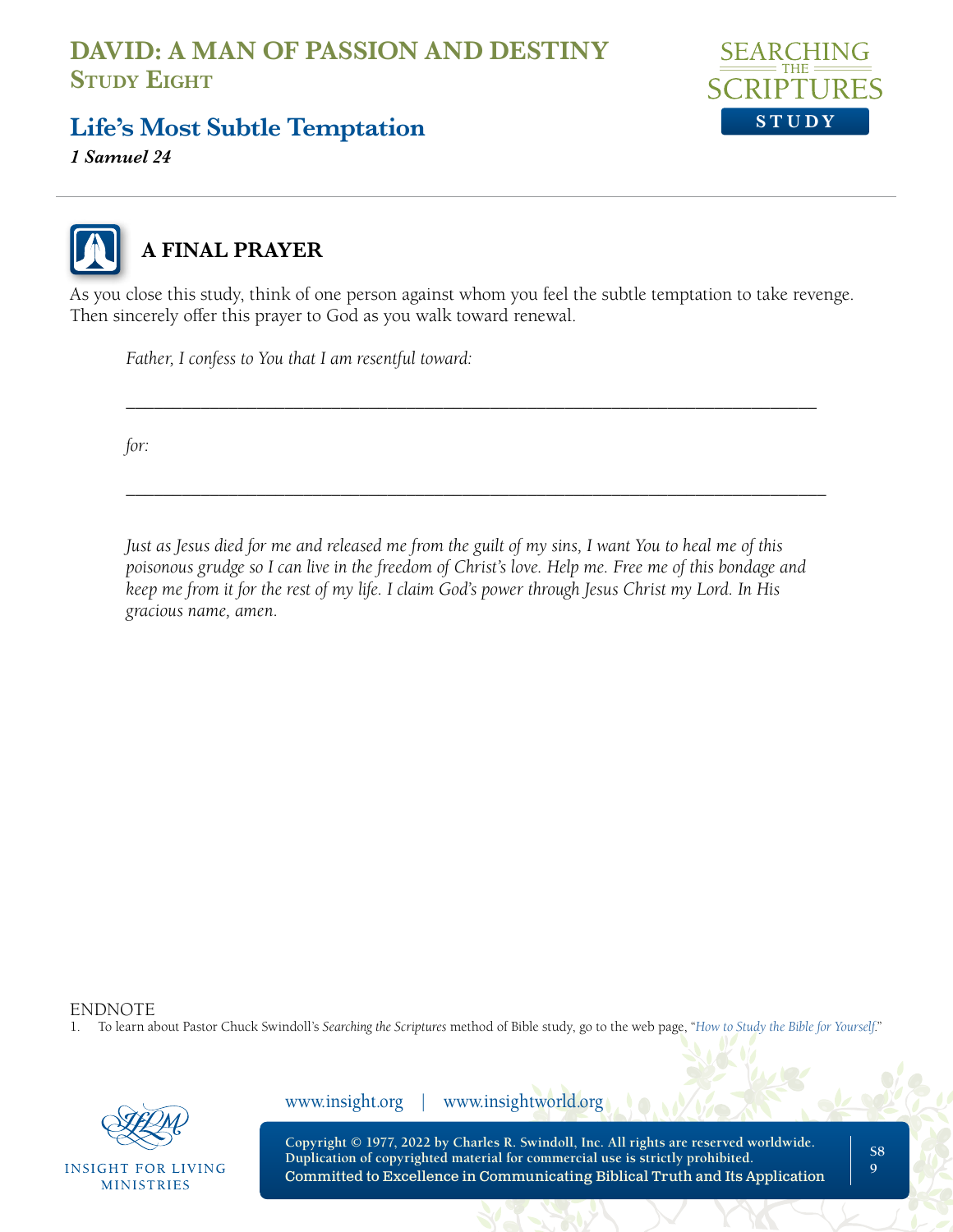# DAVID: A MAN OF PASSION AND DESTINY
## Study Eight

## Life's Most Subtle Temptation

***1 Samuel 24***

### A FINAL PRAYER

As you close this study, think of one person against whom you feel the subtle temptation to take revenge. Then sincerely offer this prayer to God as you walk toward renewal.

> *Father, I confess to You that I am resentful toward:*
>
> ___________________________________________________________________________
>
> *for:*
>
> ___________________________________________________________________________
>
> *Just as Jesus died for me and released me from the guilt of my sins, I want You to heal me of this poisonous grudge so I can live in the freedom of Christ's love. Help me. Free me of this bondage and keep me from it for the rest of my life. I claim God's power through Jesus Christ my Lord. In His gracious name, amen.*

ENDNOTE

1. To learn about Pastor Chuck Swindoll's *Searching the Scriptures* method of Bible study, go to the web page, "*How to Study the Bible for Yourself*."

www.insight.org | www.insightworld.org

Copyright © 1977, 2022 by Charles R. Swindoll, Inc. All rights are reserved worldwide. Duplication of copyrighted material for commercial use is strictly prohibited.
Committed to Excellence in Communicating Biblical Truth and Its Application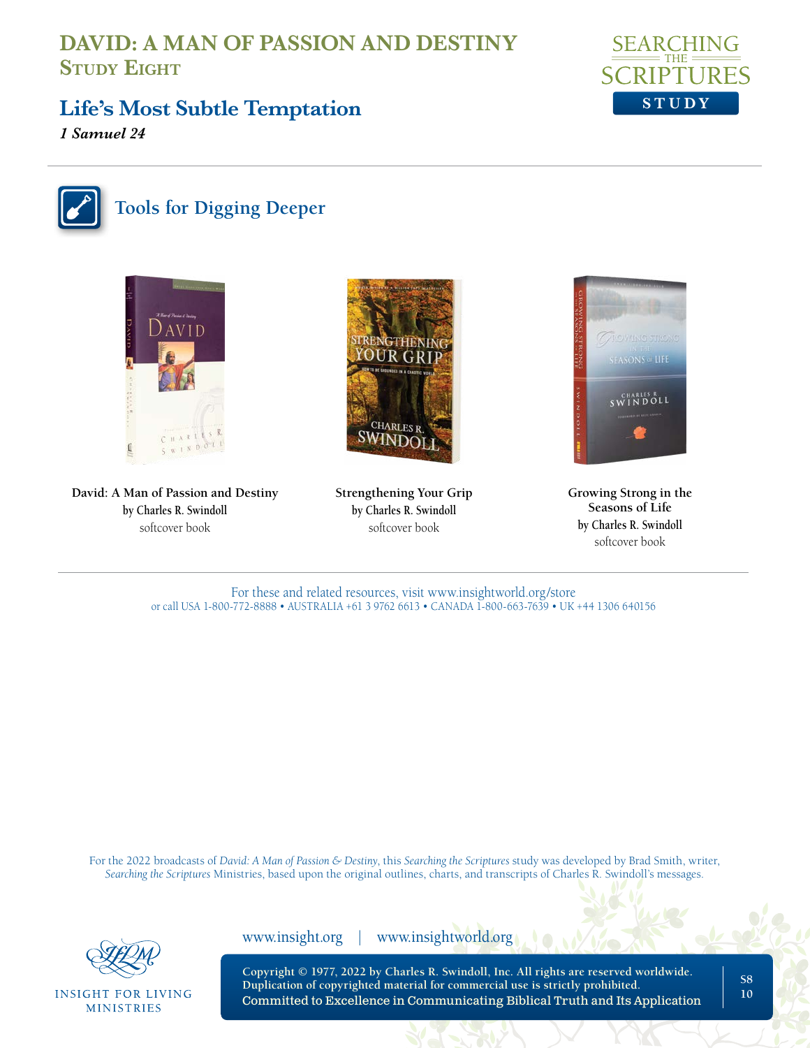# DAVID: A MAN OF PASSION AND DESTINY

## Study Eight

## Life's Most Subtle Temptation

*1 Samuel 24*

### Tools for Digging Deeper

**David: A Man of Passion and Destiny**
by Charles R. Swindoll
softcover book

**Strengthening Your Grip**
by Charles R. Swindoll
softcover book

**Growing Strong in the Seasons of Life**
by Charles R. Swindoll
softcover book

For these and related resources, visit www.insightworld.org/store
or call USA 1-800-772-8888 • AUSTRALIA +61 3 9762 6613 • CANADA 1-800-663-7639 • UK +44 1306 640156

For the 2022 broadcasts of *David: A Man of Passion & Destiny*, this *Searching the Scriptures* study was developed by Brad Smith, writer, *Searching the Scriptures* Ministries, based upon the original outlines, charts, and transcripts of Charles R. Swindoll's messages.

INSIGHT FOR LIVING MINISTRIES

www.insight.org | www.insightworld.org

Copyright © 1977, 2022 by Charles R. Swindoll, Inc. All rights are reserved worldwide. Duplication of copyrighted material for commercial use is strictly prohibited.
Committed to Excellence in Communicating Biblical Truth and Its Application